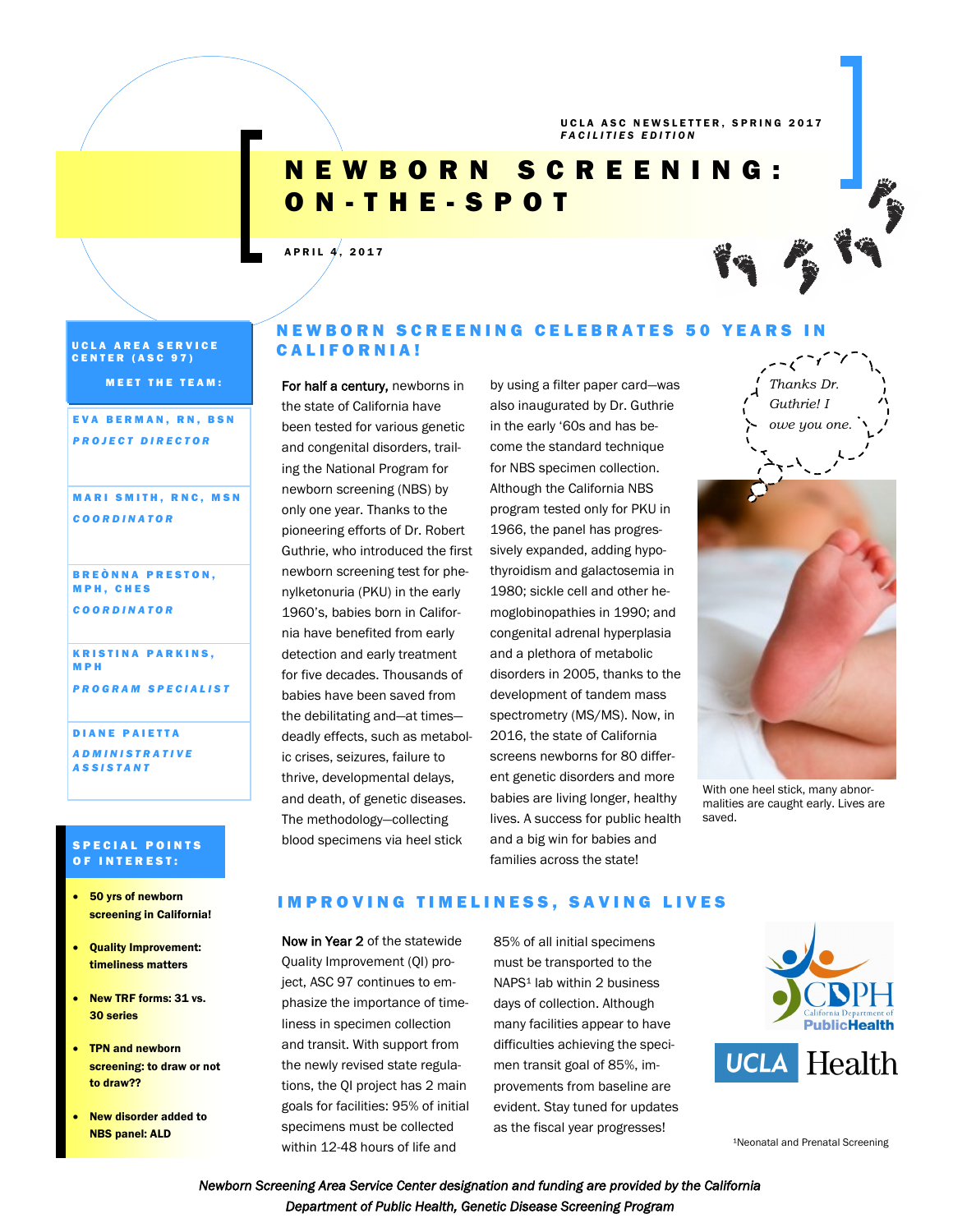UCLA ASC NEWSLETTER, SPRING 2017
*FACILITIES EDITION*

# NEWBORN SCREENING: ON-THE-SPOT

APRIL 4, 2017

## UCLA AREA SERVICE CENTER (ASC 97)

**MEET THE TEAM:**

**EVA BERMAN, RN, BSN**
*PROJECT DIRECTOR*

**MARI SMITH, RNC, MSN**
*COORDINATOR*

**BREÒNNA PRESTON, MPH, CHES**
*COORDINATOR*

**KRISTINA PARKINS, MPH**
*PROGRAM SPECIALIST*

**DIANE PAIETTA**
*ADMINISTRATIVE ASSISTANT*

## SPECIAL POINTS OF INTEREST:

- **50 yrs of newborn screening in California!**
- **Quality Improvement: timeliness matters**
- **New TRF forms: 31 vs. 30 series**
- **TPN and newborn screening: to draw or not to draw??**
- **New disorder added to NBS panel: ALD**

## NEWBORN SCREENING CELEBRATES 50 YEARS IN CALIFORNIA!

**For half a century,** newborns in the state of California have been tested for various genetic and congenital disorders, trailing the National Program for newborn screening (NBS) by only one year. Thanks to the pioneering efforts of Dr. Robert Guthrie, who introduced the first newborn screening test for phenylketonuria (PKU) in the early 1960's, babies born in California have benefited from early detection and early treatment for five decades. Thousands of babies have been saved from the debilitating and—at times—deadly effects, such as metabolic crises, seizures, failure to thrive, developmental delays, and death, of genetic diseases. The methodology—collecting blood specimens via heel stick by using a filter paper card—was also inaugurated by Dr. Guthrie in the early '60s and has become the standard technique for NBS specimen collection. Although the California NBS program tested only for PKU in 1966, the panel has progressively expanded, adding hypothyroidism and galactosemia in 1980; sickle cell and other hemoglobinopathies in 1990; and congenital adrenal hyperplasia and a plethora of metabolic disorders in 2005, thanks to the development of tandem mass spectrometry (MS/MS). Now, in 2016, the state of California screens newborns for 80 different genetic disorders and more babies are living longer, healthy lives. A success for public health and a big win for babies and families across the state!

*Thanks Dr. Guthrie! I owe you one.*

With one heel stick, many abnormalities are caught early. Lives are saved.

## IMPROVING TIMELINESS, SAVING LIVES

**Now in Year 2** of the statewide Quality Improvement (QI) project, ASC 97 continues to emphasize the importance of timeliness in specimen collection and transit. With support from the newly revised state regulations, the QI project has 2 main goals for facilities: 95% of initial specimens must be collected within 12-48 hours of life and 85% of all initial specimens must be transported to the NAPS[1] lab within 2 business days of collection. Although many facilities appear to have difficulties achieving the specimen transit goal of 85%, improvements from baseline are evident. Stay tuned for updates as the fiscal year progresses!

CDPH California Department of Public Health

UCLA Health

[1]Neonatal and Prenatal Screening

*Newborn Screening Area Service Center designation and funding are provided by the California Department of Public Health, Genetic Disease Screening Program*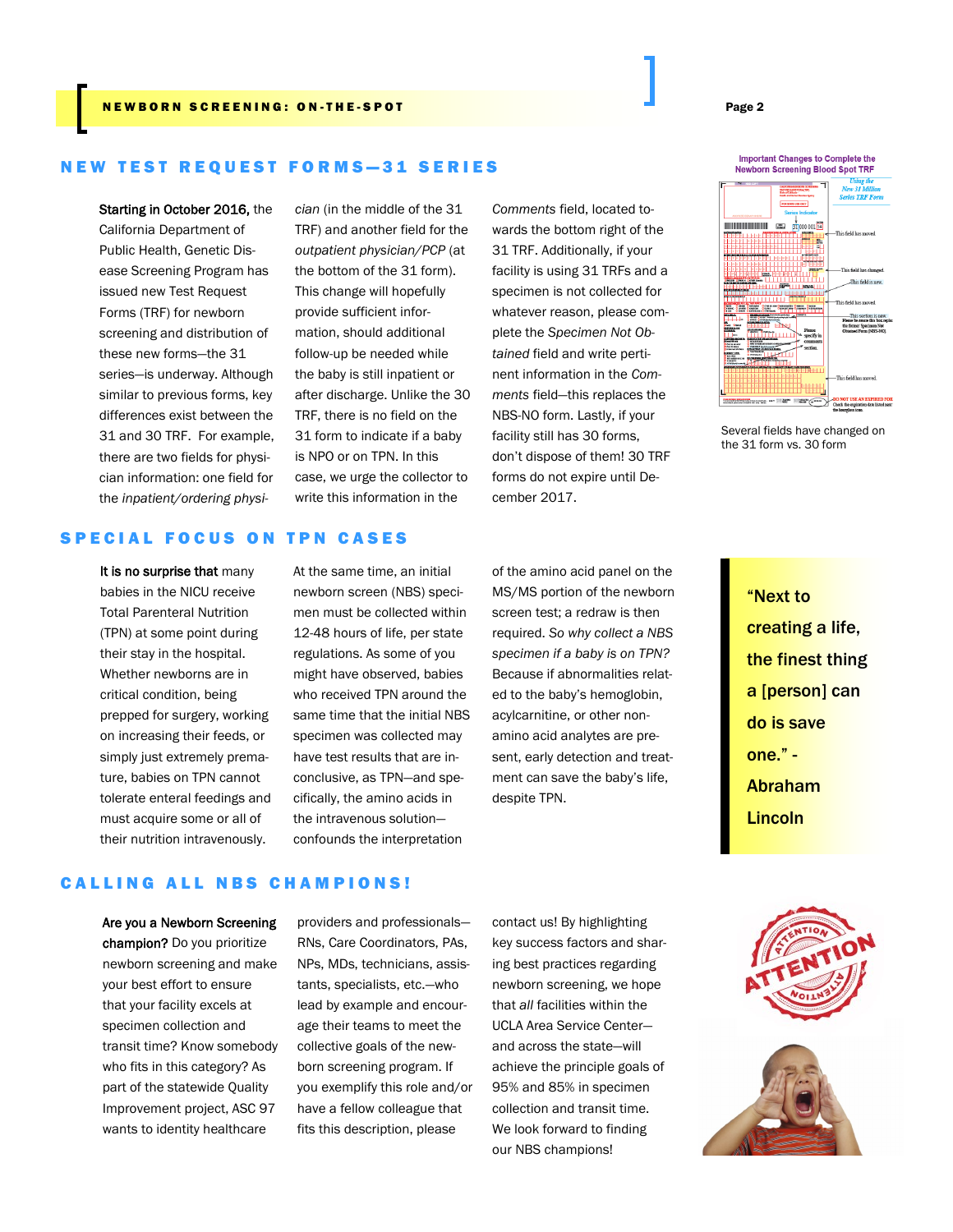## NEW TEST REQUEST FORMS—31 SERIES

**Starting in October 2016,** the California Department of Public Health, Genetic Disease Screening Program has issued new Test Request Forms (TRF) for newborn screening and distribution of these new forms—the 31 series—is underway. Although similar to previous forms, key differences exist between the 31 and 30 TRF. For example, there are two fields for physician information: one field for the *inpatient/ordering physician* (in the middle of the 31 TRF) and another field for the *outpatient physician/PCP* (at the bottom of the 31 form). This change will hopefully provide sufficient information, should additional follow-up be needed while the baby is still inpatient or after discharge. Unlike the 30 TRF, there is no field on the 31 form to indicate if a baby is NPO or on TPN. In this case, we urge the collector to write this information in the *Comments* field, located towards the bottom right of the 31 TRF. Additionally, if your facility is using 31 TRFs and a specimen is not collected for whatever reason, please complete the *Specimen Not Obtained* field and write pertinent information in the *Comments* field—this replaces the NBS-NO form. Lastly, if your facility still has 30 forms, don't dispose of them! 30 TRF forms do not expire until December 2017.

Important Changes to Complete the Newborn Screening Blood Spot TRF

Several fields have changed on the 31 form vs. 30 form

## SPECIAL FOCUS ON TPN CASES

**It is no surprise that** many babies in the NICU receive Total Parenteral Nutrition (TPN) at some point during their stay in the hospital. Whether newborns are in critical condition, being prepped for surgery, working on increasing their feeds, or simply just extremely premature, babies on TPN cannot tolerate enteral feedings and must acquire some or all of their nutrition intravenously. At the same time, an initial newborn screen (NBS) specimen must be collected within 12-48 hours of life, per state regulations. As some of you might have observed, babies who received TPN around the same time that the initial NBS specimen was collected may have test results that are inconclusive, as TPN—and specifically, the amino acids in the intravenous solution—confounds the interpretation of the amino acid panel on the MS/MS portion of the newborn screen test; a redraw is then required. *So why collect a NBS specimen if a baby is on TPN?* Because if abnormalities related to the baby's hemoglobin, acylcarnitine, or other non-amino acid analytes are present, early detection and treatment can save the baby's life, despite TPN.

> **"Next to creating a life, the finest thing a [person] can do is save one." - Abraham Lincoln**

## CALLING ALL NBS CHAMPIONS!

**Are you a Newborn Screening champion?** Do you prioritize newborn screening and make your best effort to ensure that your facility excels at specimen collection and transit time? Know somebody who fits in this category? As part of the statewide Quality Improvement project, ASC 97 wants to identity healthcare providers and professionals—RNs, Care Coordinators, PAs, NPs, MDs, technicians, assistants, specialists, etc.—who lead by example and encourage their teams to meet the collective goals of the newborn screening program. If you exemplify this role and/or have a fellow colleague that fits this description, please contact us! By highlighting key success factors and sharing best practices regarding newborn screening, we hope that *all* facilities within the UCLA Area Service Center—and across the state—will achieve the principle goals of 95% and 85% in specimen collection and transit time. We look forward to finding our NBS champions!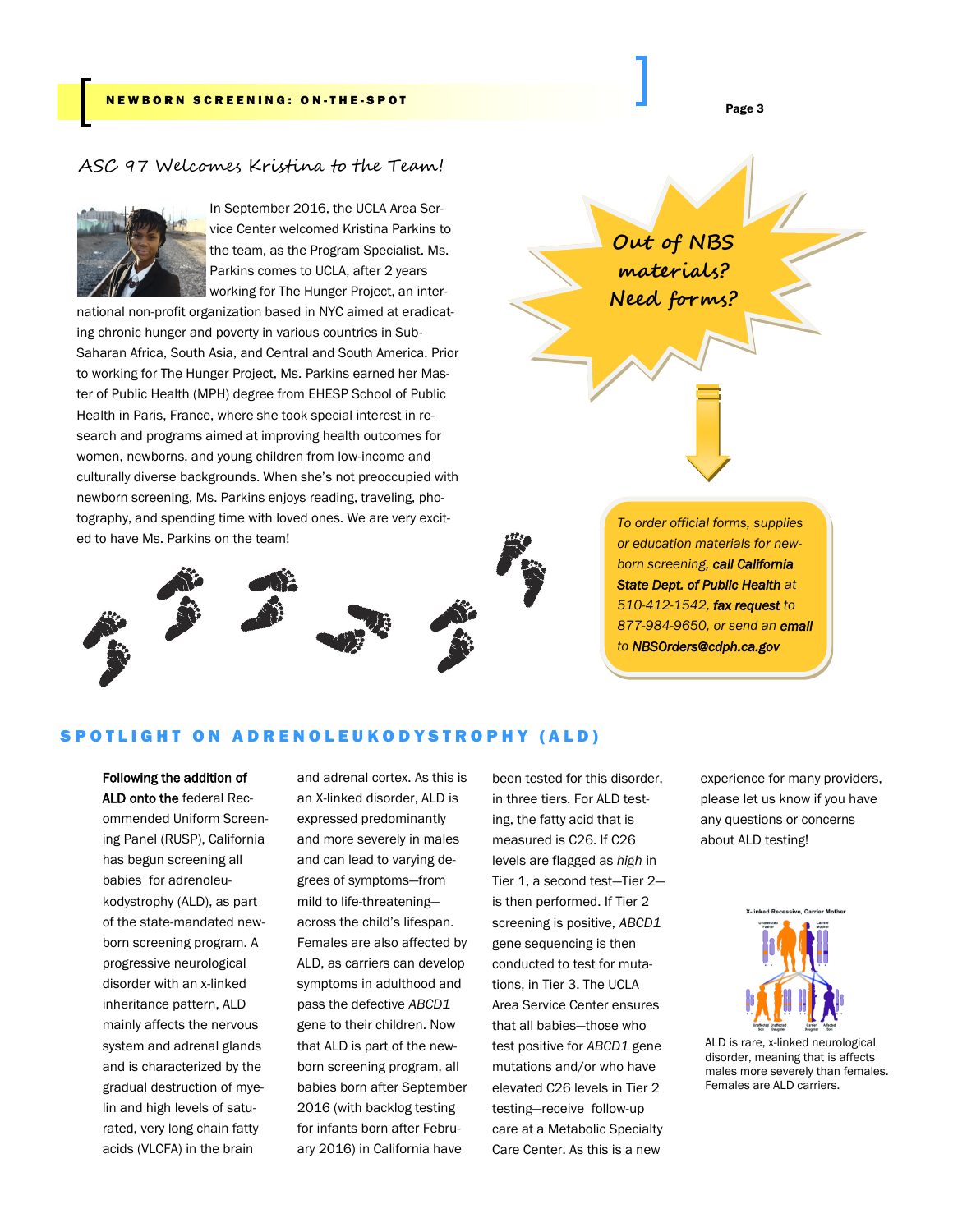## ASC 97 Welcomes Kristina to the Team!

In September 2016, the UCLA Area Service Center welcomed Kristina Parkins to the team, as the Program Specialist. Ms. Parkins comes to UCLA, after 2 years working for The Hunger Project, an international non-profit organization based in NYC aimed at eradicating chronic hunger and poverty in various countries in Sub-Saharan Africa, South Asia, and Central and South America. Prior to working for The Hunger Project, Ms. Parkins earned her Master of Public Health (MPH) degree from EHESP School of Public Health in Paris, France, where she took special interest in research and programs aimed at improving health outcomes for women, newborns, and young children from low-income and culturally diverse backgrounds. When she's not preoccupied with newborn screening, Ms. Parkins enjoys reading, traveling, photography, and spending time with loved ones. We are very excited to have Ms. Parkins on the team!

**Out of NBS materials? Need forms?**

*To order official forms, supplies or education materials for newborn screening,* ***call California State Dept. of Public Health*** *at 510-412-1542,* ***fax request*** *to 877-984-9650, or send an* ***email*** *to* ***NBSOrders@cdph.ca.gov***

## SPOTLIGHT ON ADRENOLEUKODYSTROPHY (ALD)

**Following the addition of ALD onto the** federal Recommended Uniform Screening Panel (RUSP), California has begun screening all babies for adrenoleukodystrophy (ALD), as part of the state-mandated newborn screening program. A progressive neurological disorder with an x-linked inheritance pattern, ALD mainly affects the nervous system and adrenal glands and is characterized by the gradual destruction of myelin and high levels of saturated, very long chain fatty acids (VLCFA) in the brain and adrenal cortex. As this is an X-linked disorder, ALD is expressed predominantly and more severely in males and can lead to varying degrees of symptoms—from mild to life-threatening—across the child's lifespan. Females are also affected by ALD, as carriers can develop symptoms in adulthood and pass the defective *ABCD1* gene to their children. Now that ALD is part of the newborn screening program, all babies born after September 2016 (with backlog testing for infants born after February 2016) in California have been tested for this disorder, in three tiers. For ALD testing, the fatty acid that is measured is C26. If C26 levels are flagged as *high* in Tier 1, a second test—Tier 2—is then performed. If Tier 2 screening is positive, *ABCD1* gene sequencing is then conducted to test for mutations, in Tier 3. The UCLA Area Service Center ensures that all babies—those who test positive for *ABCD1* gene mutations and/or who have elevated C26 levels in Tier 2 testing—receive follow-up care at a Metabolic Specialty Care Center. As this is a new experience for many providers, please let us know if you have any questions or concerns about ALD testing!

ALD is rare, x-linked neurological disorder, meaning that is affects males more severely than females. Females are ALD carriers.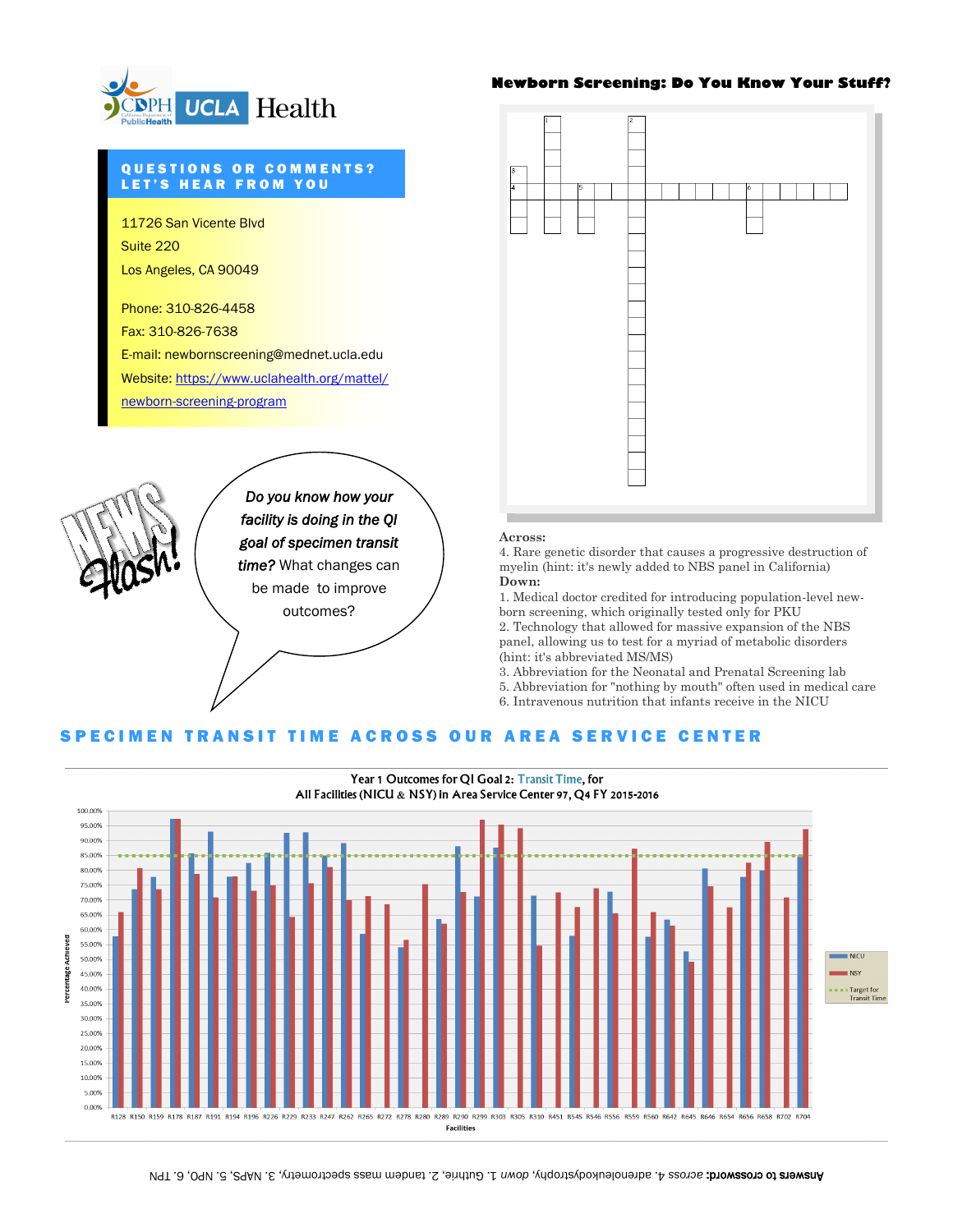CDPH California Department of Public Health | UCLA Health

## QUESTIONS OR COMMENTS? LET'S HEAR FROM YOU

11726 San Vicente Blvd
Suite 220
Los Angeles, CA 90049

Phone: 310-826-4458
Fax: 310-826-7638
E-mail: newbornscreening@mednet.ucla.edu
Website: [https://www.uclahealth.org/mattel/newborn-screening-program](https://www.uclahealth.org/mattel/newborn-screening-program)

NEWS Flash!

*Do you know how your facility is doing in the QI goal of specimen transit time?* What changes can be made to improve outcomes?

## Newborn Screening: Do You Know Your Stuff?

**Across:**

4. Rare genetic disorder that causes a progressive destruction of myelin (hint: it's newly added to NBS panel in California)

**Down:**

1. Medical doctor credited for introducing population-level newborn screening, which originally tested only for PKU
2. Technology that allowed for massive expansion of the NBS panel, allowing us to test for a myriad of metabolic disorders (hint: it's abbreviated MS/MS)
3. Abbreviation for the Neonatal and Prenatal Screening lab
5. Abbreviation for "nothing by mouth" often used in medical care
6. Intravenous nutrition that infants receive in the NICU

## SPECIMEN TRANSIT TIME ACROSS OUR AREA SERVICE CENTER

Year 1 Outcomes for QI Goal 2: Transit Time, for
All Facilities (NICU & NSY) in Area Service Center 97, Q4 FY 2015-2016

Percentage Achieved

100.00%, 95.00%, 90.00%, 85.00%, 80.00%, 75.00%, 70.00%, 65.00%, 60.00%, 55.00%, 50.00%, 45.00%, 40.00%, 35.00%, 30.00%, 25.00%, 20.00%, 15.00%, 10.00%, 5.00%, 0.00%

R128 R150 R159 R178 R187 R191 R194 R196 R226 R229 R233 R247 R262 R265 R272 R278 R280 R289 R290 R299 R303 R305 R310 R451 R545 R546 R556 R559 R560 R642 R645 R646 R654 R656 R658 R702 R704

Facilities

NICU
NSY
Target for Transit Time

**Answers to crossword:** *across* 4. adrenoleukodystrophy, *down* 1. Guthrie, 2. tandem mass spectrometry, 3. NAPS, 5. NPO, 6. TPN